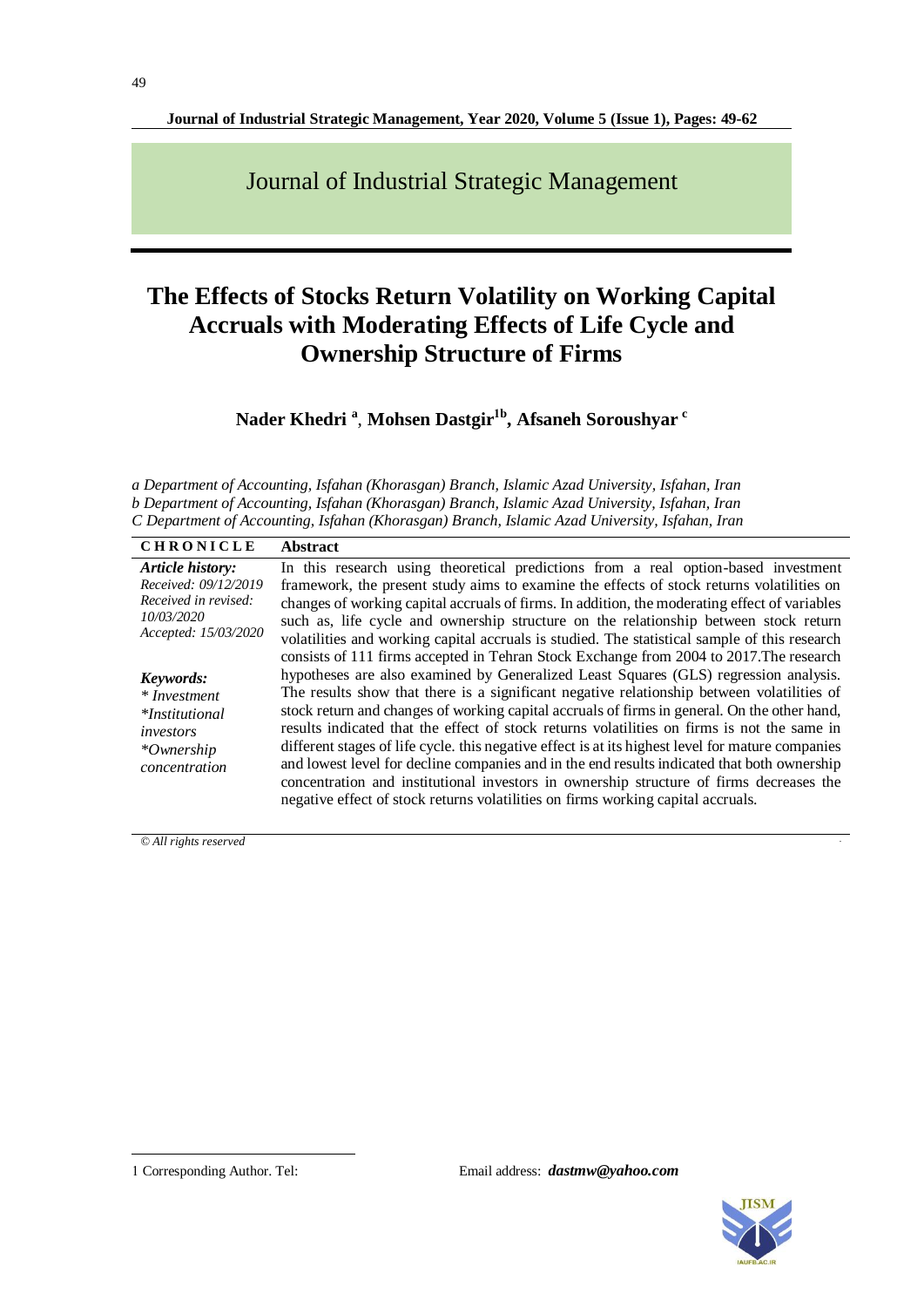# Journal of Industrial Strategic Management

# The Effects of Stocks Return Volatility on Working Capital Accruals with Moderating Effects of Life Cycle and Ownership Structure of Firms

**Nader Khedri [a], Mohsen Dastgir[1b], Afsaneh Soroushyar [c]**

*a Department of Accounting, Isfahan (Khorasgan) Branch, Islamic Azad University, Isfahan, Iran*
*b Department of Accounting, Isfahan (Khorasgan) Branch, Islamic Azad University, Isfahan, Iran*
*C Department of Accounting, Isfahan (Khorasgan) Branch, Islamic Azad University, Isfahan, Iran*

**CHRONICLE**

***Article history:***
*Received: 09/12/2019*
*Received in revised: 10/03/2020*
*Accepted: 15/03/2020*

***Keywords:***
*\* Investment*
*\*Institutional investors*
*\*Ownership concentration*

**Abstract**

In this research using theoretical predictions from a real option-based investment framework, the present study aims to examine the effects of stock returns volatilities on changes of working capital accruals of firms. In addition, the moderating effect of variables such as, life cycle and ownership structure on the relationship between stock return volatilities and working capital accruals is studied. The statistical sample of this research consists of 111 firms accepted in Tehran Stock Exchange from 2004 to 2017.The research hypotheses are also examined by Generalized Least Squares (GLS) regression analysis. The results show that there is a significant negative relationship between volatilities of stock return and changes of working capital accruals of firms in general. On the other hand, results indicated that the effect of stock returns volatilities on firms is not the same in different stages of life cycle. this negative effect is at its highest level for mature companies and lowest level for decline companies and in the end results indicated that both ownership concentration and institutional investors in ownership structure of firms decreases the negative effect of stock returns volatilities on firms working capital accruals.

*© All rights reserved*

1 Corresponding Author. Tel: Email address: ***dastmw@yahoo.com***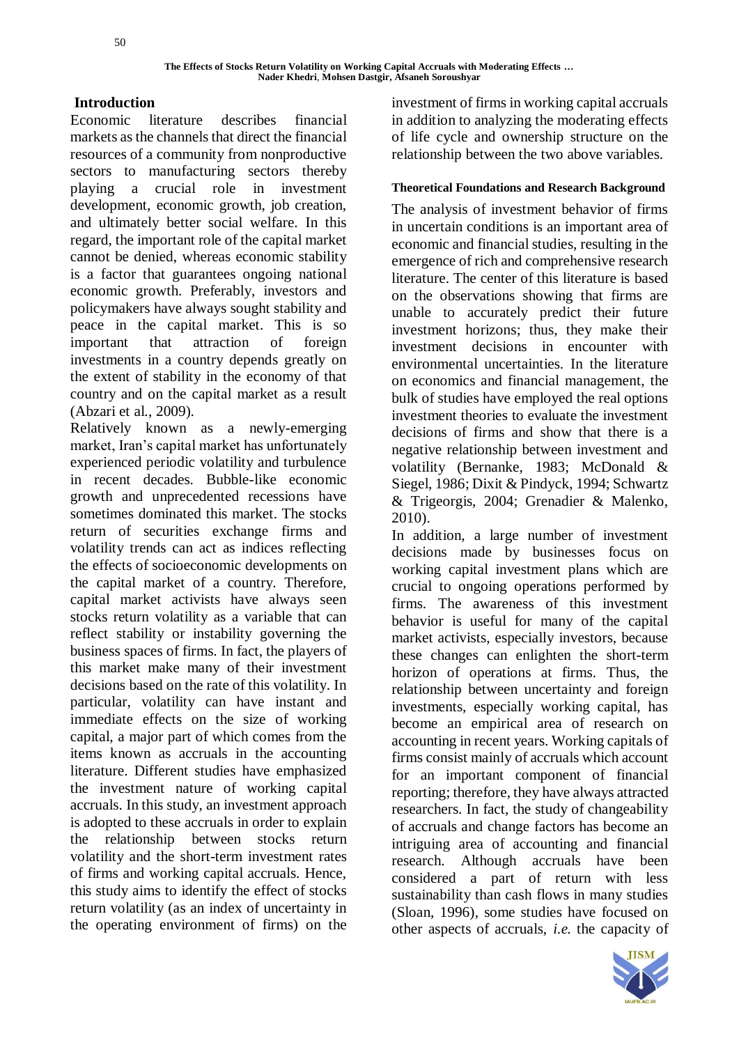## Introduction

Economic literature describes financial markets as the channels that direct the financial resources of a community from nonproductive sectors to manufacturing sectors thereby playing a crucial role in investment development, economic growth, job creation, and ultimately better social welfare. In this regard, the important role of the capital market cannot be denied, whereas economic stability is a factor that guarantees ongoing national economic growth. Preferably, investors and policymakers have always sought stability and peace in the capital market. This is so important that attraction of foreign investments in a country depends greatly on the extent of stability in the economy of that country and on the capital market as a result (Abzari et al., 2009).

Relatively known as a newly-emerging market, Iran's capital market has unfortunately experienced periodic volatility and turbulence in recent decades. Bubble-like economic growth and unprecedented recessions have sometimes dominated this market. The stocks return of securities exchange firms and volatility trends can act as indices reflecting the effects of socioeconomic developments on the capital market of a country. Therefore, capital market activists have always seen stocks return volatility as a variable that can reflect stability or instability governing the business spaces of firms. In fact, the players of this market make many of their investment decisions based on the rate of this volatility. In particular, volatility can have instant and immediate effects on the size of working capital, a major part of which comes from the items known as accruals in the accounting literature. Different studies have emphasized the investment nature of working capital accruals. In this study, an investment approach is adopted to these accruals in order to explain the relationship between stocks return volatility and the short-term investment rates of firms and working capital accruals. Hence, this study aims to identify the effect of stocks return volatility (as an index of uncertainty in the operating environment of firms) on the investment of firms in working capital accruals in addition to analyzing the moderating effects of life cycle and ownership structure on the relationship between the two above variables.

### Theoretical Foundations and Research Background

The analysis of investment behavior of firms in uncertain conditions is an important area of economic and financial studies, resulting in the emergence of rich and comprehensive research literature. The center of this literature is based on the observations showing that firms are unable to accurately predict their future investment horizons; thus, they make their investment decisions in encounter with environmental uncertainties. In the literature on economics and financial management, the bulk of studies have employed the real options investment theories to evaluate the investment decisions of firms and show that there is a negative relationship between investment and volatility (Bernanke, 1983; McDonald & Siegel, 1986; Dixit & Pindyck, 1994; Schwartz & Trigeorgis, 2004; Grenadier & Malenko, 2010).

In addition, a large number of investment decisions made by businesses focus on working capital investment plans which are crucial to ongoing operations performed by firms. The awareness of this investment behavior is useful for many of the capital market activists, especially investors, because these changes can enlighten the short-term horizon of operations at firms. Thus, the relationship between uncertainty and foreign investments, especially working capital, has become an empirical area of research on accounting in recent years. Working capitals of firms consist mainly of accruals which account for an important component of financial reporting; therefore, they have always attracted researchers. In fact, the study of changeability of accruals and change factors has become an intriguing area of accounting and financial research. Although accruals have been considered a part of return with less sustainability than cash flows in many studies (Sloan, 1996), some studies have focused on other aspects of accruals, *i.e.* the capacity of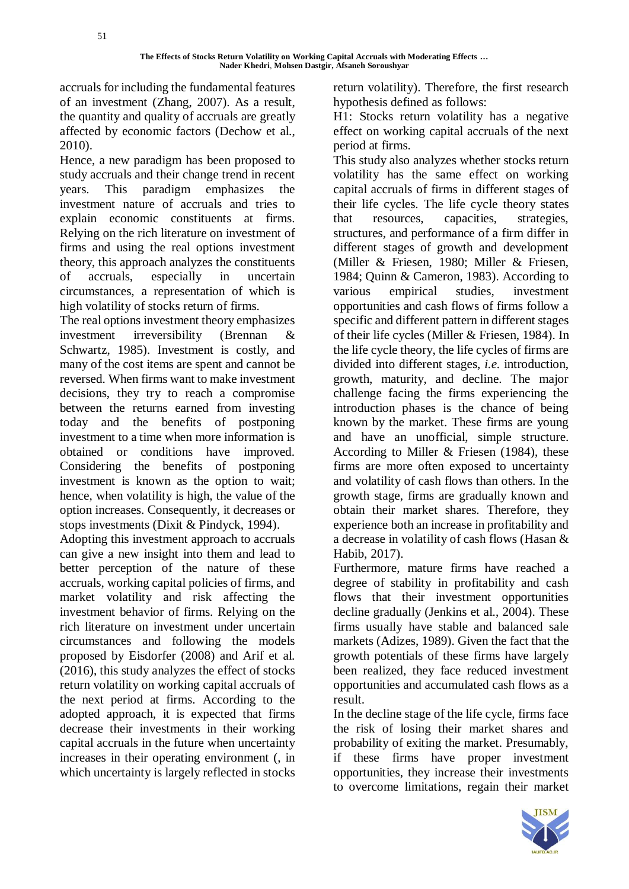accruals for including the fundamental features of an investment (Zhang, 2007). As a result, the quantity and quality of accruals are greatly affected by economic factors (Dechow et al., 2010).

Hence, a new paradigm has been proposed to study accruals and their change trend in recent years. This paradigm emphasizes the investment nature of accruals and tries to explain economic constituents at firms. Relying on the rich literature on investment of firms and using the real options investment theory, this approach analyzes the constituents of accruals, especially in uncertain circumstances, a representation of which is high volatility of stocks return of firms.

The real options investment theory emphasizes investment irreversibility (Brennan & Schwartz, 1985). Investment is costly, and many of the cost items are spent and cannot be reversed. When firms want to make investment decisions, they try to reach a compromise between the returns earned from investing today and the benefits of postponing investment to a time when more information is obtained or conditions have improved. Considering the benefits of postponing investment is known as the option to wait; hence, when volatility is high, the value of the option increases. Consequently, it decreases or stops investments (Dixit & Pindyck, 1994).

Adopting this investment approach to accruals can give a new insight into them and lead to better perception of the nature of these accruals, working capital policies of firms, and market volatility and risk affecting the investment behavior of firms. Relying on the rich literature on investment under uncertain circumstances and following the models proposed by Eisdorfer (2008) and Arif et al. (2016), this study analyzes the effect of stocks return volatility on working capital accruals of the next period at firms. According to the adopted approach, it is expected that firms decrease their investments in their working capital accruals in the future when uncertainty increases in their operating environment (, in which uncertainty is largely reflected in stocks return volatility). Therefore, the first research hypothesis defined as follows:

H1: Stocks return volatility has a negative effect on working capital accruals of the next period at firms.

This study also analyzes whether stocks return volatility has the same effect on working capital accruals of firms in different stages of their life cycles. The life cycle theory states that resources, capacities, strategies, structures, and performance of a firm differ in different stages of growth and development (Miller & Friesen, 1980; Miller & Friesen, 1984; Quinn & Cameron, 1983). According to various empirical studies, investment opportunities and cash flows of firms follow a specific and different pattern in different stages of their life cycles (Miller & Friesen, 1984). In the life cycle theory, the life cycles of firms are divided into different stages, *i.e.* introduction, growth, maturity, and decline. The major challenge facing the firms experiencing the introduction phases is the chance of being known by the market. These firms are young and have an unofficial, simple structure. According to Miller & Friesen (1984), these firms are more often exposed to uncertainty and volatility of cash flows than others. In the growth stage, firms are gradually known and obtain their market shares. Therefore, they experience both an increase in profitability and a decrease in volatility of cash flows (Hasan & Habib, 2017).

Furthermore, mature firms have reached a degree of stability in profitability and cash flows that their investment opportunities decline gradually (Jenkins et al., 2004). These firms usually have stable and balanced sale markets (Adizes, 1989). Given the fact that the growth potentials of these firms have largely been realized, they face reduced investment opportunities and accumulated cash flows as a result.

In the decline stage of the life cycle, firms face the risk of losing their market shares and probability of exiting the market. Presumably, if these firms have proper investment opportunities, they increase their investments to overcome limitations, regain their market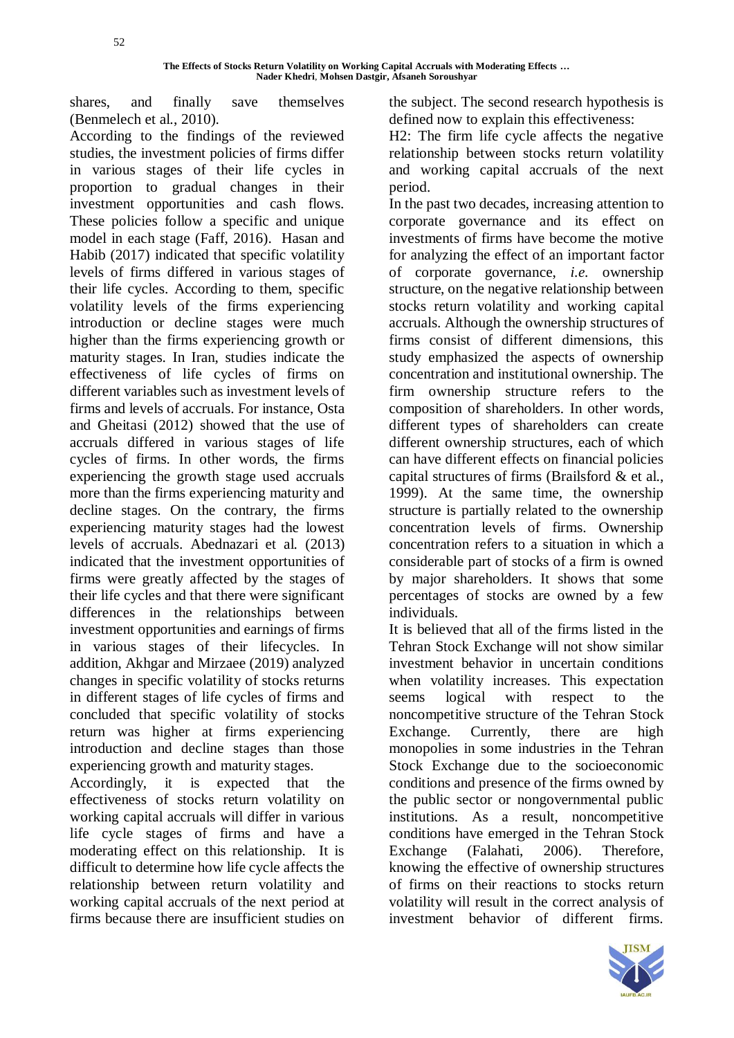shares, and finally save themselves (Benmelech et al., 2010).

According to the findings of the reviewed studies, the investment policies of firms differ in various stages of their life cycles in proportion to gradual changes in their investment opportunities and cash flows. These policies follow a specific and unique model in each stage (Faff, 2016). Hasan and Habib (2017) indicated that specific volatility levels of firms differed in various stages of their life cycles. According to them, specific volatility levels of the firms experiencing introduction or decline stages were much higher than the firms experiencing growth or maturity stages. In Iran, studies indicate the effectiveness of life cycles of firms on different variables such as investment levels of firms and levels of accruals. For instance, Osta and Gheitasi (2012) showed that the use of accruals differed in various stages of life cycles of firms. In other words, the firms experiencing the growth stage used accruals more than the firms experiencing maturity and decline stages. On the contrary, the firms experiencing maturity stages had the lowest levels of accruals. Abednazari et al. (2013) indicated that the investment opportunities of firms were greatly affected by the stages of their life cycles and that there were significant differences in the relationships between investment opportunities and earnings of firms in various stages of their lifecycles. In addition, Akhgar and Mirzaee (2019) analyzed changes in specific volatility of stocks returns in different stages of life cycles of firms and concluded that specific volatility of stocks return was higher at firms experiencing introduction and decline stages than those experiencing growth and maturity stages.

Accordingly, it is expected that the effectiveness of stocks return volatility on working capital accruals will differ in various life cycle stages of firms and have a moderating effect on this relationship. It is difficult to determine how life cycle affects the relationship between return volatility and working capital accruals of the next period at firms because there are insufficient studies on the subject. The second research hypothesis is defined now to explain this effectiveness:

H2: The firm life cycle affects the negative relationship between stocks return volatility and working capital accruals of the next period.

In the past two decades, increasing attention to corporate governance and its effect on investments of firms have become the motive for analyzing the effect of an important factor of corporate governance, *i.e.* ownership structure, on the negative relationship between stocks return volatility and working capital accruals. Although the ownership structures of firms consist of different dimensions, this study emphasized the aspects of ownership concentration and institutional ownership. The firm ownership structure refers to the composition of shareholders. In other words, different types of shareholders can create different ownership structures, each of which can have different effects on financial policies capital structures of firms (Brailsford & et al., 1999). At the same time, the ownership structure is partially related to the ownership concentration levels of firms. Ownership concentration refers to a situation in which a considerable part of stocks of a firm is owned by major shareholders. It shows that some percentages of stocks are owned by a few individuals.

It is believed that all of the firms listed in the Tehran Stock Exchange will not show similar investment behavior in uncertain conditions when volatility increases. This expectation seems logical with respect to the noncompetitive structure of the Tehran Stock Exchange. Currently, there are high monopolies in some industries in the Tehran Stock Exchange due to the socioeconomic conditions and presence of the firms owned by the public sector or nongovernmental public institutions. As a result, noncompetitive conditions have emerged in the Tehran Stock Exchange (Falahati, 2006). Therefore, knowing the effective of ownership structures of firms on their reactions to stocks return volatility will result in the correct analysis of investment behavior of different firms.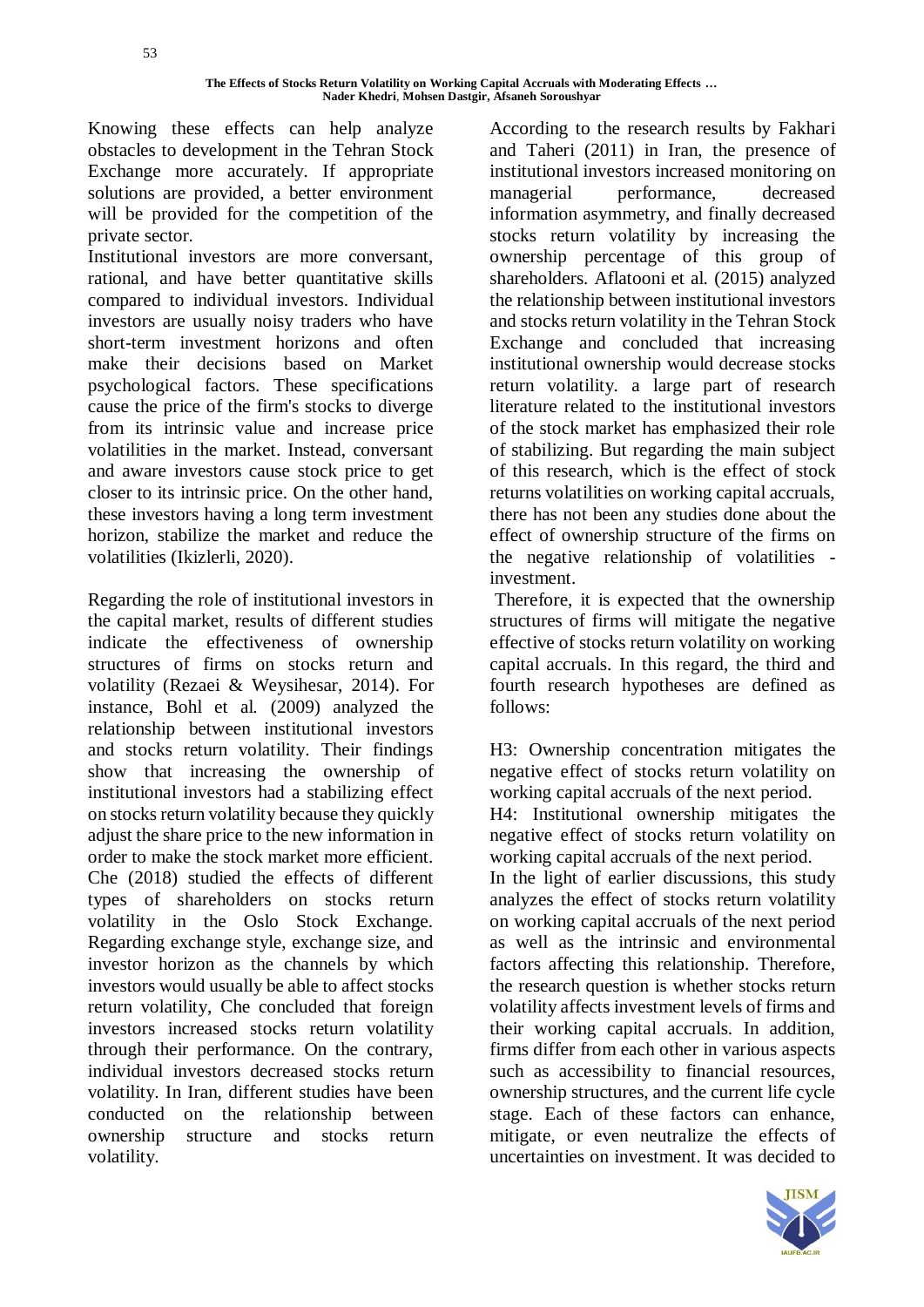Knowing these effects can help analyze obstacles to development in the Tehran Stock Exchange more accurately. If appropriate solutions are provided, a better environment will be provided for the competition of the private sector.

Institutional investors are more conversant, rational, and have better quantitative skills compared to individual investors. Individual investors are usually noisy traders who have short-term investment horizons and often make their decisions based on Market psychological factors. These specifications cause the price of the firm's stocks to diverge from its intrinsic value and increase price volatilities in the market. Instead, conversant and aware investors cause stock price to get closer to its intrinsic price. On the other hand, these investors having a long term investment horizon, stabilize the market and reduce the volatilities (Ikizlerli, 2020).

Regarding the role of institutional investors in the capital market, results of different studies indicate the effectiveness of ownership structures of firms on stocks return and volatility (Rezaei & Weysihesar, 2014). For instance, Bohl et al. (2009) analyzed the relationship between institutional investors and stocks return volatility. Their findings show that increasing the ownership of institutional investors had a stabilizing effect on stocks return volatility because they quickly adjust the share price to the new information in order to make the stock market more efficient. Che (2018) studied the effects of different types of shareholders on stocks return volatility in the Oslo Stock Exchange. Regarding exchange style, exchange size, and investor horizon as the channels by which investors would usually be able to affect stocks return volatility, Che concluded that foreign investors increased stocks return volatility through their performance. On the contrary, individual investors decreased stocks return volatility. In Iran, different studies have been conducted on the relationship between ownership structure and stocks return volatility.

According to the research results by Fakhari and Taheri (2011) in Iran, the presence of institutional investors increased monitoring on managerial performance, decreased information asymmetry, and finally decreased stocks return volatility by increasing the ownership percentage of this group of shareholders. Aflatooni et al. (2015) analyzed the relationship between institutional investors and stocks return volatility in the Tehran Stock Exchange and concluded that increasing institutional ownership would decrease stocks return volatility. a large part of research literature related to the institutional investors of the stock market has emphasized their role of stabilizing. But regarding the main subject of this research, which is the effect of stock returns volatilities on working capital accruals, there has not been any studies done about the effect of ownership structure of the firms on the negative relationship of volatilities - investment.

Therefore, it is expected that the ownership structures of firms will mitigate the negative effective of stocks return volatility on working capital accruals. In this regard, the third and fourth research hypotheses are defined as follows:

H3: Ownership concentration mitigates the negative effect of stocks return volatility on working capital accruals of the next period.

H4: Institutional ownership mitigates the negative effect of stocks return volatility on working capital accruals of the next period.

In the light of earlier discussions, this study analyzes the effect of stocks return volatility on working capital accruals of the next period as well as the intrinsic and environmental factors affecting this relationship. Therefore, the research question is whether stocks return volatility affects investment levels of firms and their working capital accruals. In addition, firms differ from each other in various aspects such as accessibility to financial resources, ownership structures, and the current life cycle stage. Each of these factors can enhance, mitigate, or even neutralize the effects of uncertainties on investment. It was decided to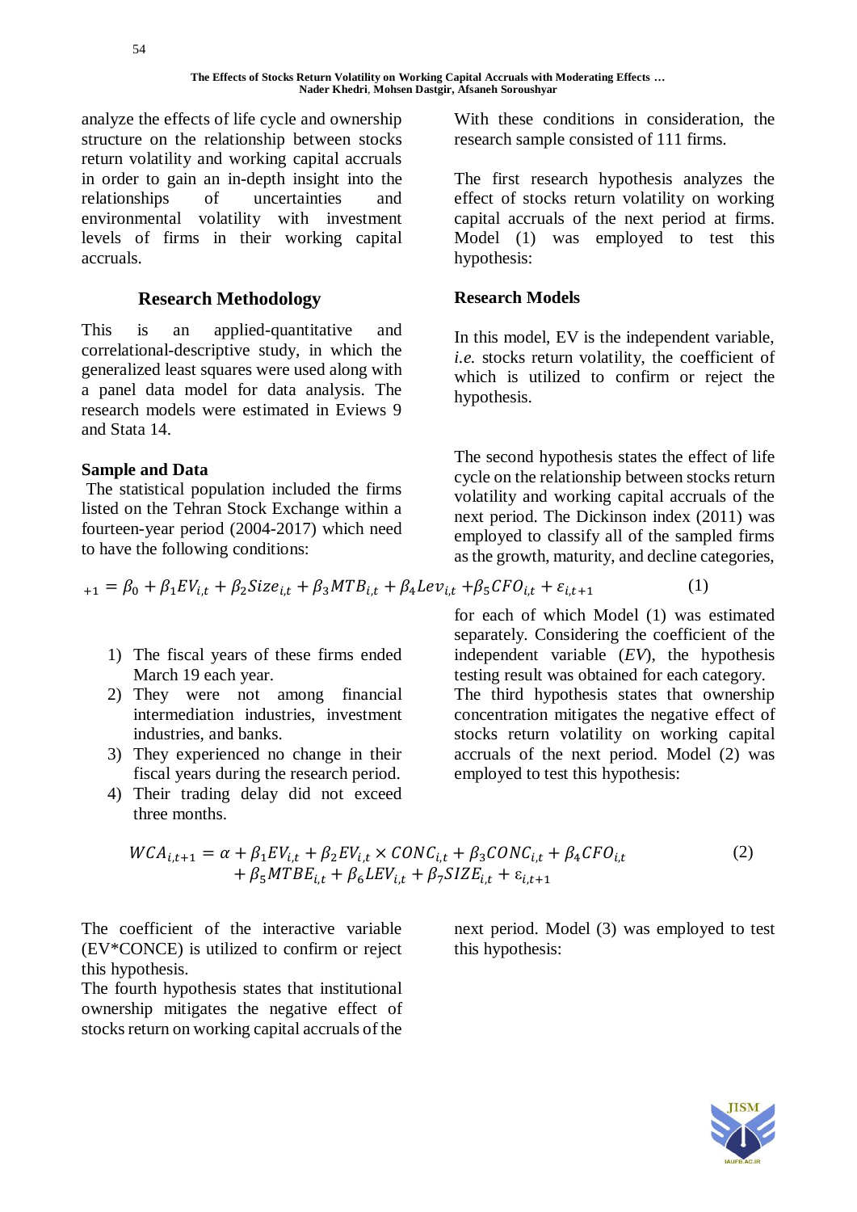analyze the effects of life cycle and ownership structure on the relationship between stocks return volatility and working capital accruals in order to gain an in-depth insight into the relationships of uncertainties and environmental volatility with investment levels of firms in their working capital accruals.

## Research Methodology

This is an applied-quantitative and correlational-descriptive study, in which the generalized least squares were used along with a panel data model for data analysis. The research models were estimated in Eviews 9 and Stata 14.

### Sample and Data

The statistical population included the firms listed on the Tehran Stock Exchange within a fourteen-year period (2004-2017) which need to have the following conditions:

1) The fiscal years of these firms ended March 19 each year.
2) They were not among financial intermediation industries, investment industries, and banks.
3) They experienced no change in their fiscal years during the research period.
4) Their trading delay did not exceed three months.

With these conditions in consideration, the research sample consisted of 111 firms.

The first research hypothesis analyzes the effect of stocks return volatility on working capital accruals of the next period at firms. Model (1) was employed to test this hypothesis:

### Research Models

$$_{+1} = \beta_0 + \beta_1 EV_{i,t} + \beta_2 Size_{i,t} + \beta_3 MTB_{i,t} + \beta_4 Lev_{i,t} + \beta_5 CFO_{i,t} + \varepsilon_{i,t+1} \quad (1)$$

In this model, EV is the independent variable, *i.e.* stocks return volatility, the coefficient of which is utilized to confirm or reject the hypothesis.

The second hypothesis states the effect of life cycle on the relationship between stocks return volatility and working capital accruals of the next period. The Dickinson index (2011) was employed to classify all of the sampled firms as the growth, maturity, and decline categories, for each of which Model (1) was estimated separately. Considering the coefficient of the independent variable (*EV*), the hypothesis testing result was obtained for each category.

The third hypothesis states that ownership concentration mitigates the negative effect of stocks return volatility on working capital accruals of the next period. Model (2) was employed to test this hypothesis:

$$WCA_{i,t+1} = \alpha + \beta_1 EV_{i,t} + \beta_2 EV_{i,t} \times CONC_{i,t} + \beta_3 CONC_{i,t} + \beta_4 CFO_{i,t} + \beta_5 MTBE_{i,t} + \beta_6 LEV_{i,t} + \beta_7 SIZE_{i,t} + \varepsilon_{i,t+1} \quad (2)$$

The coefficient of the interactive variable (EV*CONCE) is utilized to confirm or reject this hypothesis.

The fourth hypothesis states that institutional ownership mitigates the negative effect of stocks return on working capital accruals of the next period. Model (3) was employed to test this hypothesis: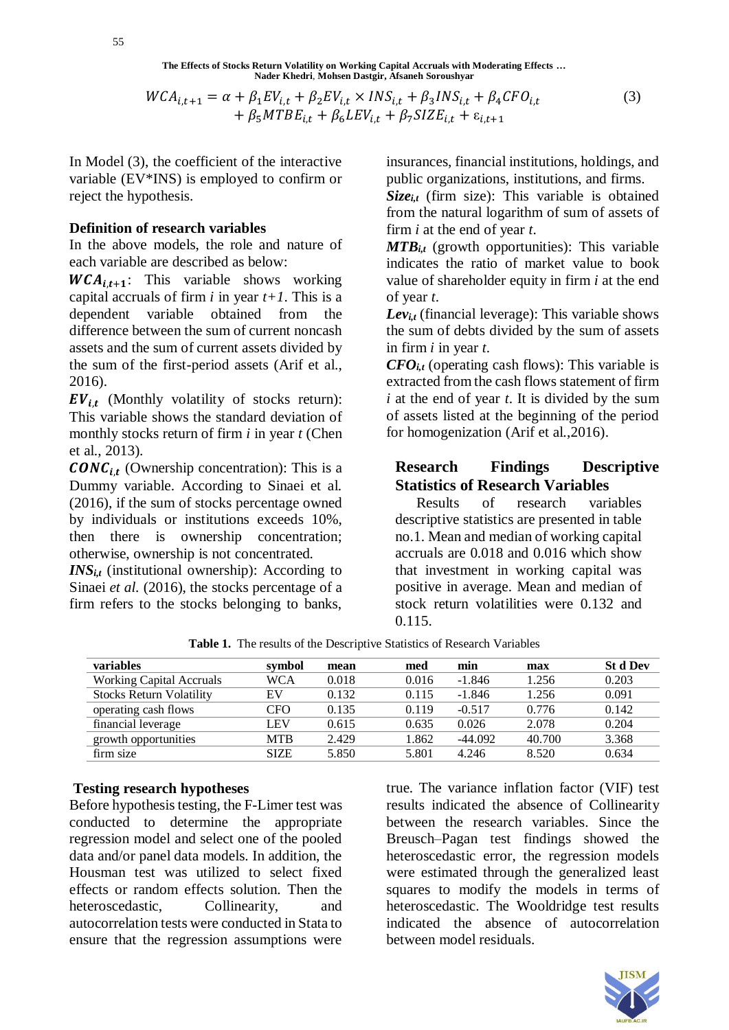$$WCA_{i,t+1} = \alpha + \beta_1 EV_{i,t} + \beta_2 EV_{i,t} \times INS_{i,t} + \beta_3 INS_{i,t} + \beta_4 CFO_{i,t} + \beta_5 MTBE_{i,t} + \beta_6 LEV_{i,t} + \beta_7 SIZE_{i,t} + \varepsilon_{i,t+1} \quad (3)$$

In Model (3), the coefficient of the interactive variable (EV*INS) is employed to confirm or reject the hypothesis.

### Definition of research variables

In the above models, the role and nature of each variable are described as below:

$\boldsymbol{WCA_{i,t+1}}$: This variable shows working capital accruals of firm *i* in year *t+1*. This is a dependent variable obtained from the difference between the sum of current noncash assets and the sum of current assets divided by the sum of the first-period assets (Arif et al., 2016).

$\boldsymbol{EV_{i,t}}$ (Monthly volatility of stocks return): This variable shows the standard deviation of monthly stocks return of firm *i* in year *t* (Chen et al., 2013).

$\boldsymbol{CONC_{i,t}}$ (Ownership concentration): This is a Dummy variable. According to Sinaei et al. (2016), if the sum of stocks percentage owned by individuals or institutions exceeds 10%, then there is ownership concentration; otherwise, ownership is not concentrated.

$\boldsymbol{INS_{i,t}}$ (institutional ownership): According to Sinaei *et al.* (2016), the stocks percentage of a firm refers to the stocks belonging to banks, insurances, financial institutions, holdings, and public organizations, institutions, and firms.

$\boldsymbol{Size_{i,t}}$ (firm size): This variable is obtained from the natural logarithm of sum of assets of firm *i* at the end of year *t*.

$\boldsymbol{MTB_{i,t}}$ (growth opportunities): This variable indicates the ratio of market value to book value of shareholder equity in firm *i* at the end of year *t*.

$\boldsymbol{Lev_{i,t}}$ (financial leverage): This variable shows the sum of debts divided by the sum of assets in firm *i* in year *t*.

$\boldsymbol{CFO_{i,t}}$ (operating cash flows): This variable is extracted from the cash flows statement of firm *i* at the end of year *t*. It is divided by the sum of assets listed at the beginning of the period for homogenization (Arif et al.,2016).

## Research Findings Descriptive Statistics of Research Variables

Results of research variables descriptive statistics are presented in table no.1. Mean and median of working capital accruals are 0.018 and 0.016 which show that investment in working capital was positive in average. Mean and median of stock return volatilities were 0.132 and 0.115.

**Table 1.** The results of the Descriptive Statistics of Research Variables

| variables | symbol | mean | med | min | max | St d Dev |
|---|---|---|---|---|---|---|
| Working Capital Accruals | WCA | 0.018 | 0.016 | -1.846 | 1.256 | 0.203 |
| Stocks Return Volatility | EV | 0.132 | 0.115 | -1.846 | 1.256 | 0.091 |
| operating cash flows | CFO | 0.135 | 0.119 | -0.517 | 0.776 | 0.142 |
| financial leverage | LEV | 0.615 | 0.635 | 0.026 | 2.078 | 0.204 |
| growth opportunities | MTB | 2.429 | 1.862 | -44.092 | 40.700 | 3.368 |
| firm size | SIZE | 5.850 | 5.801 | 4.246 | 8.520 | 0.634 |

### Testing research hypotheses

Before hypothesis testing, the F-Limer test was conducted to determine the appropriate regression model and select one of the pooled data and/or panel data models. In addition, the Housman test was utilized to select fixed effects or random effects solution. Then the heteroscedastic, Collinearity, and autocorrelation tests were conducted in Stata to ensure that the regression assumptions were true. The variance inflation factor (VIF) test results indicated the absence of Collinearity between the research variables. Since the Breusch–Pagan test findings showed the heteroscedastic error, the regression models were estimated through the generalized least squares to modify the models in terms of heteroscedastic. The Wooldridge test results indicated the absence of autocorrelation between model residuals.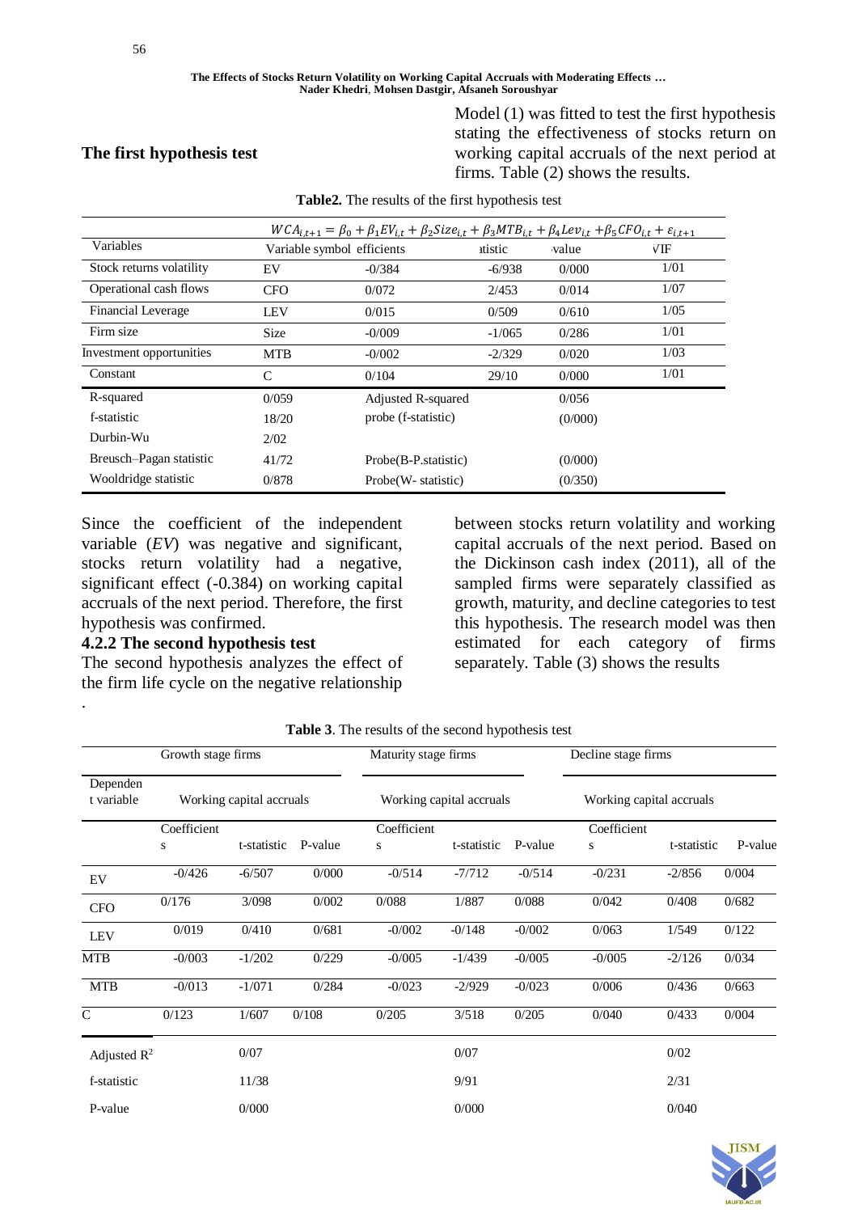## The first hypothesis test

Model (1) was fitted to test the first hypothesis stating the effectiveness of stocks return on working capital accruals of the next period at firms. Table (2) shows the results.

**Table2.** The results of the first hypothesis test

| $WCA_{i,t+1} = \beta_0 + \beta_1 EV_{i,t} + \beta_2 Size_{i,t} + \beta_3 MTB_{i,t} + \beta_4 Lev_{i,t} + \beta_5 CFO_{i,t} + \varepsilon_{i,t+1}$ | | | | | |
|---|---|---|---|---|---|
| Variables | Variable symbol | efficients | atistic | value | VIF |
| Stock returns volatility | EV | -0/384 | -6/938 | 0/000 | 1/01 |
| Operational cash flows | CFO | 0/072 | 2/453 | 0/014 | 1/07 |
| Financial Leverage | LEV | 0/015 | 0/509 | 0/610 | 1/05 |
| Firm size | Size | -0/009 | -1/065 | 0/286 | 1/01 |
| Investment opportunities | MTB | -0/002 | -2/329 | 0/020 | 1/03 |
| Constant | C | 0/104 | 29/10 | 0/000 | 1/01 |
| R-squared | 0/059 | Adjusted R-squared | | 0/056 | |
| f-statistic | 18/20 | probe (f-statistic) | | (0/000) | |
| Durbin-Wu | 2/02 | | | | |
| Breusch–Pagan statistic | 41/72 | Probe(B-P.statistic) | | (0/000) | |
| Wooldridge statistic | 0/878 | Probe(W- statistic) | | (0/350) | |

Since the coefficient of the independent variable (*EV*) was negative and significant, stocks return volatility had a negative, significant effect (-0.384) on working capital accruals of the next period. Therefore, the first hypothesis was confirmed.

### 4.2.2 The second hypothesis test

The second hypothesis analyzes the effect of the firm life cycle on the negative relationship between stocks return volatility and working capital accruals of the next period. Based on the Dickinson cash index (2011), all of the sampled firms were separately classified as growth, maturity, and decline categories to test this hypothesis. The research model was then estimated for each category of firms separately. Table (3) shows the results

.

**Table 3**. The results of the second hypothesis test

| | Growth stage firms | | | Maturity stage firms | | | Decline stage firms | | |
|---|---|---|---|---|---|---|---|---|---|
| Dependent variable | Working capital accruals | | | Working capital accruals | | | Working capital accruals | | |
| | Coefficients | t-statistic | P-value | Coefficients | t-statistic | P-value | Coefficients | t-statistic | P-value |
| EV | -0/426 | -6/507 | 0/000 | -0/514 | -7/712 | -0/514 | -0/231 | -2/856 | 0/004 |
| CFO | 0/176 | 3/098 | 0/002 | 0/088 | 1/887 | 0/088 | 0/042 | 0/408 | 0/682 |
| LEV | 0/019 | 0/410 | 0/681 | -0/002 | -0/148 | -0/002 | 0/063 | 1/549 | 0/122 |
| MTB | -0/003 | -1/202 | 0/229 | -0/005 | -1/439 | -0/005 | -0/005 | -2/126 | 0/034 |
| MTB | -0/013 | -1/071 | 0/284 | -0/023 | -2/929 | -0/023 | 0/006 | 0/436 | 0/663 |
| C | 0/123 | 1/607 | 0/108 | 0/205 | 3/518 | 0/205 | 0/040 | 0/433 | 0/004 |
| Adjusted $R^2$ | | 0/07 | | | 0/07 | | | 0/02 | |
| f-statistic | | 11/38 | | | 9/91 | | | 2/31 | |
| P-value | | 0/000 | | | 0/000 | | | 0/040 | |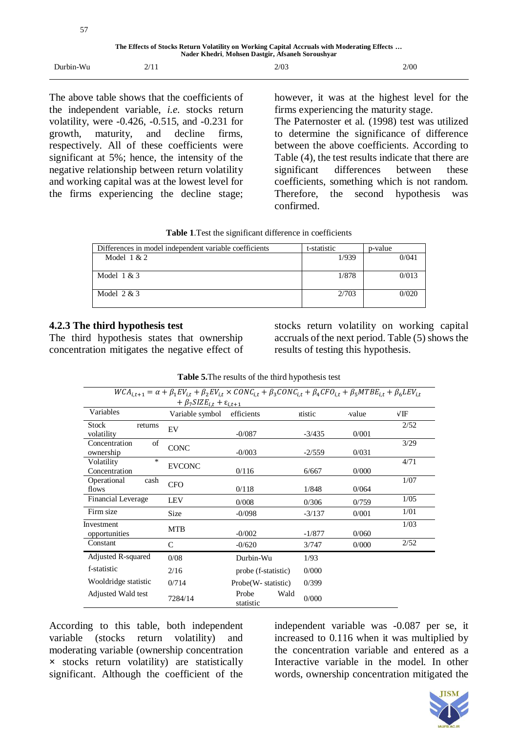| Durbin-Wu | 2/11 | 2/03 | 2/00 |
|---|---|---|---|

The above table shows that the coefficients of the independent variable, *i.e.* stocks return volatility, were -0.426, -0.515, and -0.231 for growth, maturity, and decline firms, respectively. All of these coefficients were significant at 5%; hence, the intensity of the negative relationship between return volatility and working capital was at the lowest level for the firms experiencing the decline stage; however, it was at the highest level for the firms experiencing the maturity stage.

The Paternoster et al. (1998) test was utilized to determine the significance of difference between the above coefficients. According to Table (4), the test results indicate that there are significant differences between these coefficients, something which is not random. Therefore, the second hypothesis was confirmed.

**Table 1**.Test the significant difference in coefficients

| Differences in model independent variable coefficients | t-statistic | p-value |
|---|---|---|
| Model 1 & 2 | 1/939 | 0/041 |
| Model 1 & 3 | 1/878 | 0/013 |
| Model 2 & 3 | 2/703 | 0/020 |

### 4.2.3 The third hypothesis test

The third hypothesis states that ownership concentration mitigates the negative effect of stocks return volatility on working capital accruals of the next period. Table (5) shows the results of testing this hypothesis.

**Table 5.**The results of the third hypothesis test

$$WCA_{i,t+1} = \alpha + \beta_1 EV_{i,t} + \beta_2 EV_{i,t} \times CONC_{i,t} + \beta_3 CONC_{i,t} + \beta_4 CFO_{i,t} + \beta_5 MTBE_{i,t} + \beta_6 LEV_{i,t} + \beta_7 SIZE_{i,t} + \varepsilon_{i,t+1}$$

| Variables | Variable symbol | efficients | atistic | value | VIF |
|---|---|---|---|---|---|
| Stock returns volatility | EV | -0/087 | -3/435 | 0/001 | 2/52 |
| Concentration of ownership | CONC | -0/003 | -2/559 | 0/031 | 3/29 |
| Volatility * Concentration | EVCONC | 0/116 | 6/667 | 0/000 | 4/71 |
| Operational cash flows | CFO | 0/118 | 1/848 | 0/064 | 1/07 |
| Financial Leverage | LEV | 0/008 | 0/306 | 0/759 | 1/05 |
| Firm size | Size | -0/098 | -3/137 | 0/001 | 1/01 |
| Investment opportunities | MTB | -0/002 | -1/877 | 0/060 | 1/03 |
| Constant | C | -0/620 | 3/747 | 0/000 | 2/52 |
| Adjusted R-squared | 0/08 | Durbin-Wu | 1/93 | | |
| f-statistic | 2/16 | probe (f-statistic) | 0/000 | | |
| Wooldridge statistic | 0/714 | Probe(W- statistic) | 0/399 | | |
| Adjusted Wald test | 7284/14 | Probe Wald statistic | 0/000 | | |

According to this table, both independent variable (stocks return volatility) and moderating variable (ownership concentration × stocks return volatility) are statistically significant. Although the coefficient of the independent variable was -0.087 per se, it increased to 0.116 when it was multiplied by the concentration variable and entered as a Interactive variable in the model. In other words, ownership concentration mitigated the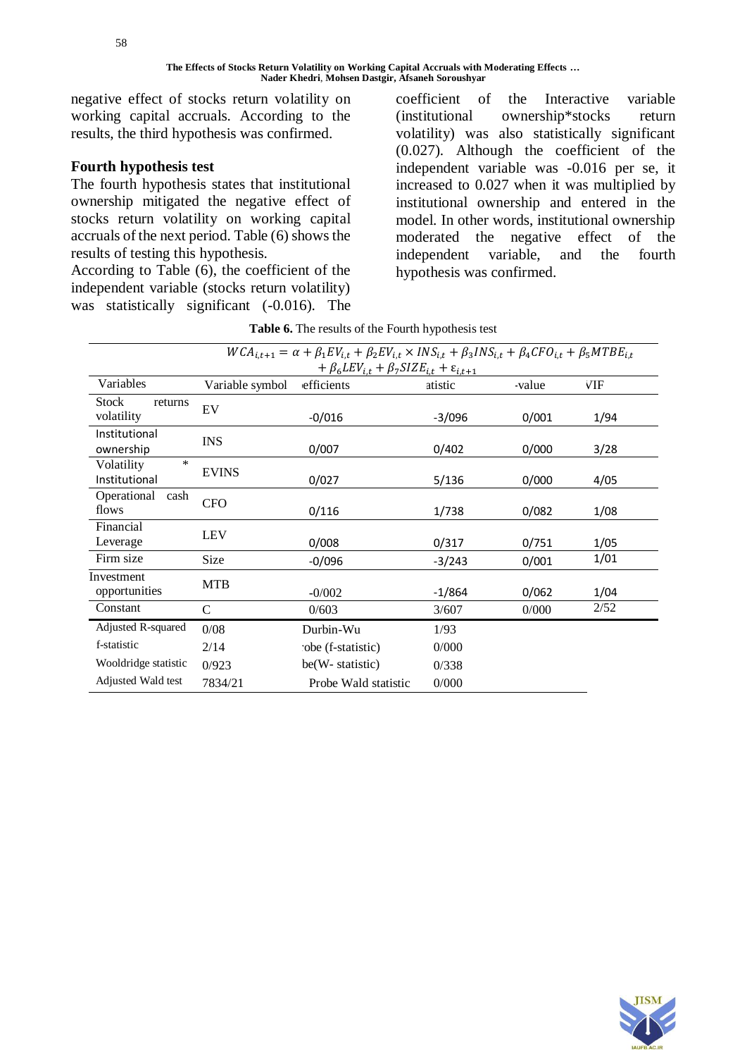negative effect of stocks return volatility on working capital accruals. According to the results, the third hypothesis was confirmed.

### Fourth hypothesis test

The fourth hypothesis states that institutional ownership mitigated the negative effect of stocks return volatility on working capital accruals of the next period. Table (6) shows the results of testing this hypothesis.

According to Table (6), the coefficient of the independent variable (stocks return volatility) was statistically significant (-0.016). The coefficient of the Interactive variable (institutional ownership*stocks return volatility) was also statistically significant (0.027). Although the coefficient of the independent variable was -0.016 per se, it increased to 0.027 when it was multiplied by institutional ownership and entered in the model. In other words, institutional ownership moderated the negative effect of the independent variable, and the fourth hypothesis was confirmed.

**Table 6.** The results of the Fourth hypothesis test

$$WCA_{i,t+1} = \alpha + \beta_1 EV_{i,t} + \beta_2 EV_{i,t} \times INS_{i,t} + \beta_3 INS_{i,t} + \beta_4 CFO_{i,t} + \beta_5 MTBE_{i,t} + \beta_6 LEV_{i,t} + \beta_7 SIZE_{i,t} + \varepsilon_{i,t+1}$$

| Variables | Variable symbol | efficients | atistic | -value | VIF |
|---|---|---|---|---|---|
| Stock returns volatility | EV | -0/016 | -3/096 | 0/001 | 1/94 |
| Institutional ownership | INS | 0/007 | 0/402 | 0/000 | 3/28 |
| Volatility * Institutional | EVINS | 0/027 | 5/136 | 0/000 | 4/05 |
| Operational cash flows | CFO | 0/116 | 1/738 | 0/082 | 1/08 |
| Financial Leverage | LEV | 0/008 | 0/317 | 0/751 | 1/05 |
| Firm size | Size | -0/096 | -3/243 | 0/001 | 1/01 |
| Investment opportunities | MTB | -0/002 | -1/864 | 0/062 | 1/04 |
| Constant | C | 0/603 | 3/607 | 0/000 | 2/52 |
| Adjusted R-squared | 0/08 | Durbin-Wu | 1/93 | | |
| f-statistic | 2/14 | obe (f-statistic) | 0/000 | | |
| Wooldridge statistic | 0/923 | be(W- statistic) | 0/338 | | |
| Adjusted Wald test | 7834/21 | Probe Wald statistic | 0/000 | | |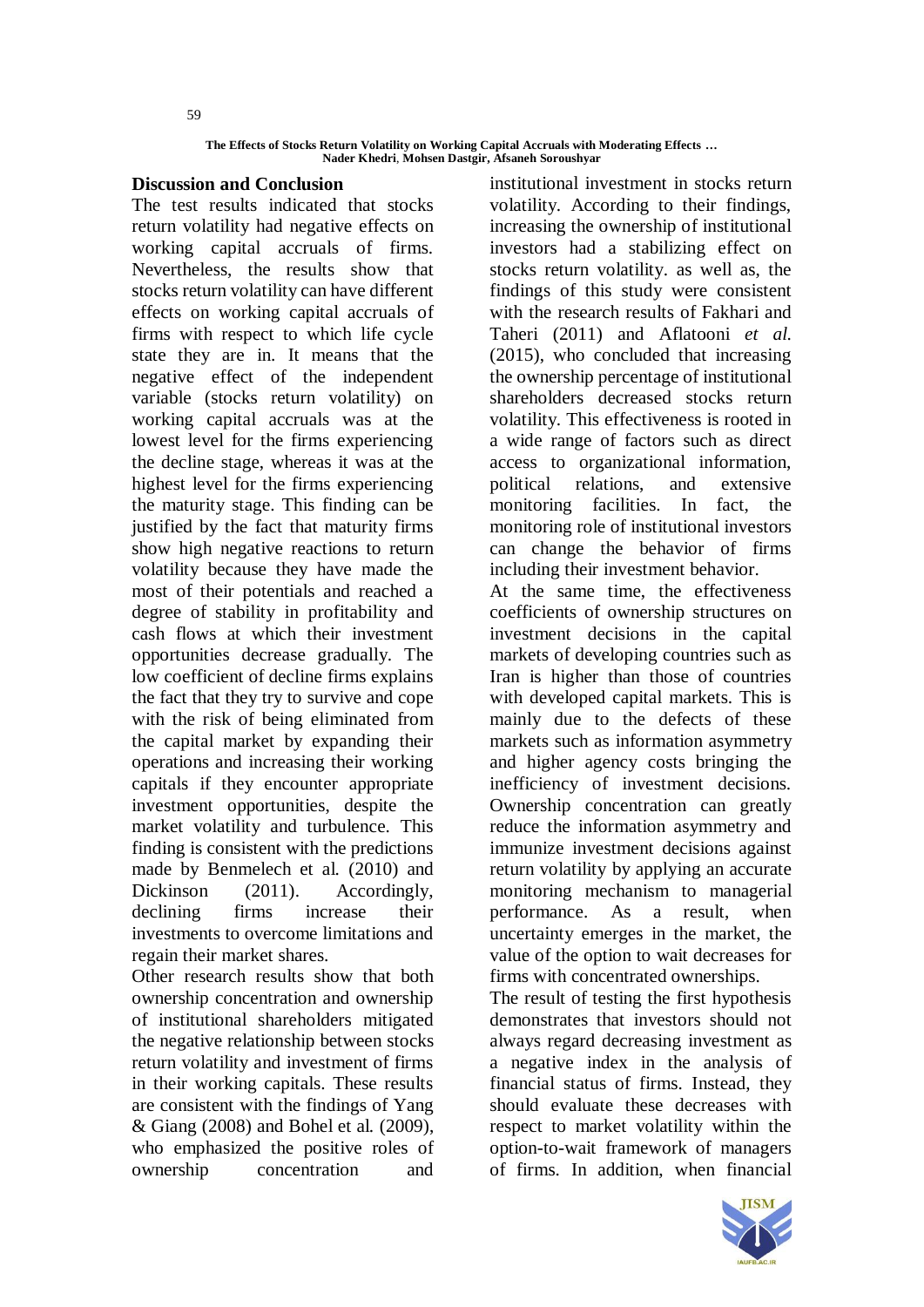## Discussion and Conclusion

The test results indicated that stocks return volatility had negative effects on working capital accruals of firms. Nevertheless, the results show that stocks return volatility can have different effects on working capital accruals of firms with respect to which life cycle state they are in. It means that the negative effect of the independent variable (stocks return volatility) on working capital accruals was at the lowest level for the firms experiencing the decline stage, whereas it was at the highest level for the firms experiencing the maturity stage. This finding can be justified by the fact that maturity firms show high negative reactions to return volatility because they have made the most of their potentials and reached a degree of stability in profitability and cash flows at which their investment opportunities decrease gradually. The low coefficient of decline firms explains the fact that they try to survive and cope with the risk of being eliminated from the capital market by expanding their operations and increasing their working capitals if they encounter appropriate investment opportunities, despite the market volatility and turbulence. This finding is consistent with the predictions made by Benmelech et al. (2010) and Dickinson (2011). Accordingly, declining firms increase their investments to overcome limitations and regain their market shares.

Other research results show that both ownership concentration and ownership of institutional shareholders mitigated the negative relationship between stocks return volatility and investment of firms in their working capitals. These results are consistent with the findings of Yang & Giang (2008) and Bohel et al. (2009), who emphasized the positive roles of ownership concentration and institutional investment in stocks return volatility. According to their findings, increasing the ownership of institutional investors had a stabilizing effect on stocks return volatility. as well as, the findings of this study were consistent with the research results of Fakhari and Taheri (2011) and Aflatooni *et al.* (2015), who concluded that increasing the ownership percentage of institutional shareholders decreased stocks return volatility. This effectiveness is rooted in a wide range of factors such as direct access to organizational information, political relations, and extensive monitoring facilities. In fact, the monitoring role of institutional investors can change the behavior of firms including their investment behavior.

At the same time, the effectiveness coefficients of ownership structures on investment decisions in the capital markets of developing countries such as Iran is higher than those of countries with developed capital markets. This is mainly due to the defects of these markets such as information asymmetry and higher agency costs bringing the inefficiency of investment decisions. Ownership concentration can greatly reduce the information asymmetry and immunize investment decisions against return volatility by applying an accurate monitoring mechanism to managerial performance. As a result, when uncertainty emerges in the market, the value of the option to wait decreases for firms with concentrated ownerships.

The result of testing the first hypothesis demonstrates that investors should not always regard decreasing investment as a negative index in the analysis of financial status of firms. Instead, they should evaluate these decreases with respect to market volatility within the option-to-wait framework of managers of firms. In addition, when financial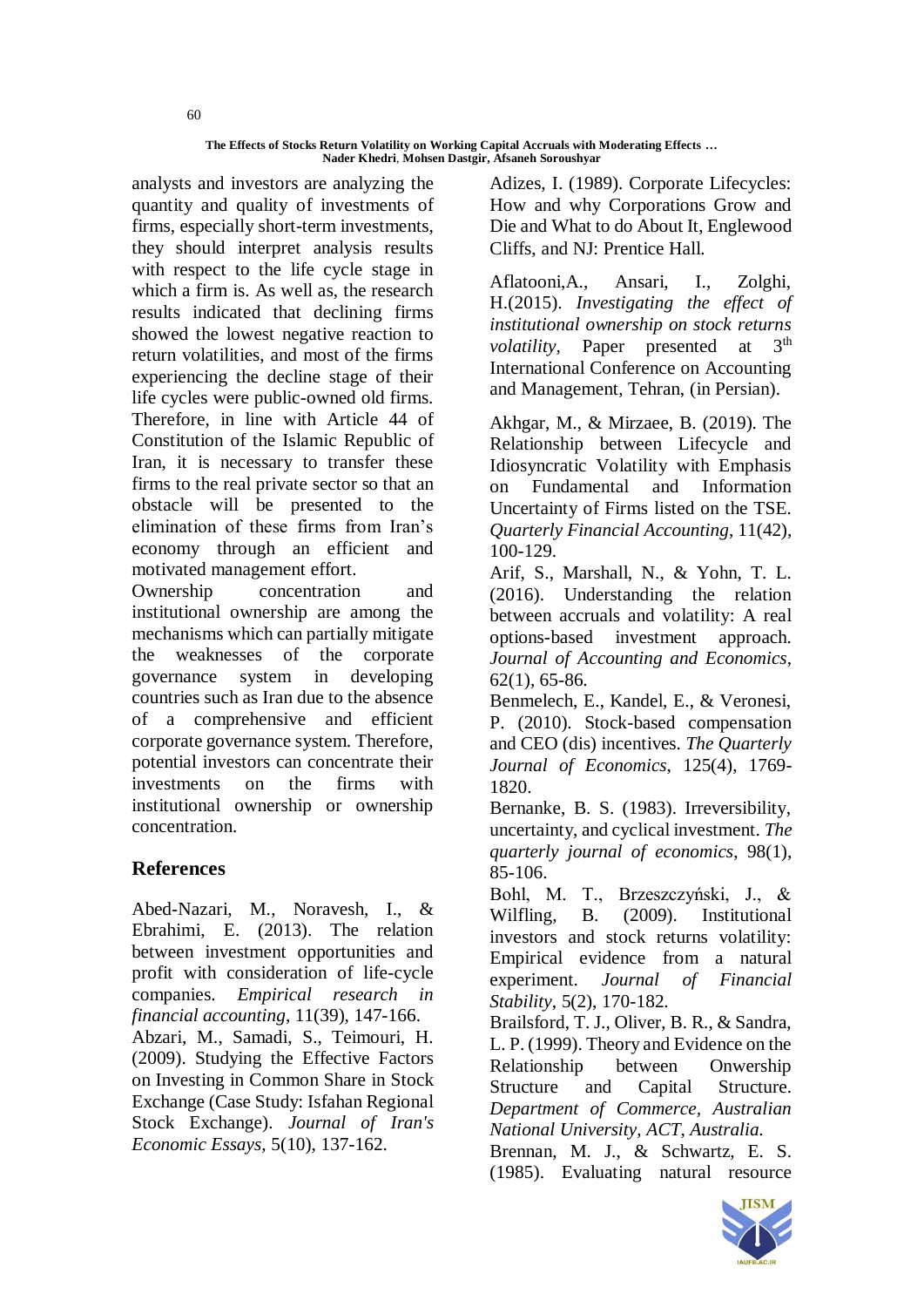analysts and investors are analyzing the quantity and quality of investments of firms, especially short-term investments, they should interpret analysis results with respect to the life cycle stage in which a firm is. As well as, the research results indicated that declining firms showed the lowest negative reaction to return volatilities, and most of the firms experiencing the decline stage of their life cycles were public-owned old firms. Therefore, in line with Article 44 of Constitution of the Islamic Republic of Iran, it is necessary to transfer these firms to the real private sector so that an obstacle will be presented to the elimination of these firms from Iran's economy through an efficient and motivated management effort.

Ownership concentration and institutional ownership are among the mechanisms which can partially mitigate the weaknesses of the corporate governance system in developing countries such as Iran due to the absence of a comprehensive and efficient corporate governance system. Therefore, potential investors can concentrate their investments on the firms with institutional ownership or ownership concentration.

## References

Abed-Nazari, M., Noravesh, I., & Ebrahimi, E. (2013). The relation between investment opportunities and profit with consideration of life-cycle companies. *Empirical research in financial accounting*, 11(39), 147-166.

Abzari, M., Samadi, S., Teimouri, H. (2009). Studying the Effective Factors on Investing in Common Share in Stock Exchange (Case Study: Isfahan Regional Stock Exchange). *Journal of Iran's Economic Essays*, 5(10), 137-162.

Adizes, I. (1989). Corporate Lifecycles: How and why Corporations Grow and Die and What to do About It, Englewood Cliffs, and NJ: Prentice Hall.

Aflatooni,A., Ansari, I., Zolghi, H.(2015). *Investigating the effect of institutional ownership on stock returns volatility*, Paper presented at 3th International Conference on Accounting and Management, Tehran, (in Persian).

Akhgar, M., & Mirzaee, B. (2019). The Relationship between Lifecycle and Idiosyncratic Volatility with Emphasis on Fundamental and Information Uncertainty of Firms listed on the TSE. *Quarterly Financial Accounting*, 11(42), 100-129.

Arif, S., Marshall, N., & Yohn, T. L. (2016). Understanding the relation between accruals and volatility: A real options-based investment approach. *Journal of Accounting and Economics*, 62(1), 65-86.

Benmelech, E., Kandel, E., & Veronesi, P. (2010). Stock-based compensation and CEO (dis) incentives. *The Quarterly Journal of Economics*, 125(4), 1769-1820.

Bernanke, B. S. (1983). Irreversibility, uncertainty, and cyclical investment. *The quarterly journal of economics*, 98(1), 85-106.

Bohl, M. T., Brzeszczyński, J., & Wilfling, B. (2009). Institutional investors and stock returns volatility: Empirical evidence from a natural experiment. *Journal of Financial Stability*, 5(2), 170-182.

Brailsford, T. J., Oliver, B. R., & Sandra, L. P. (1999). Theory and Evidence on the Relationship between Ownership Structure and Capital Structure. *Department of Commerce, Australian National University, ACT, Australia.*

Brennan, M. J., & Schwartz, E. S. (1985). Evaluating natural resource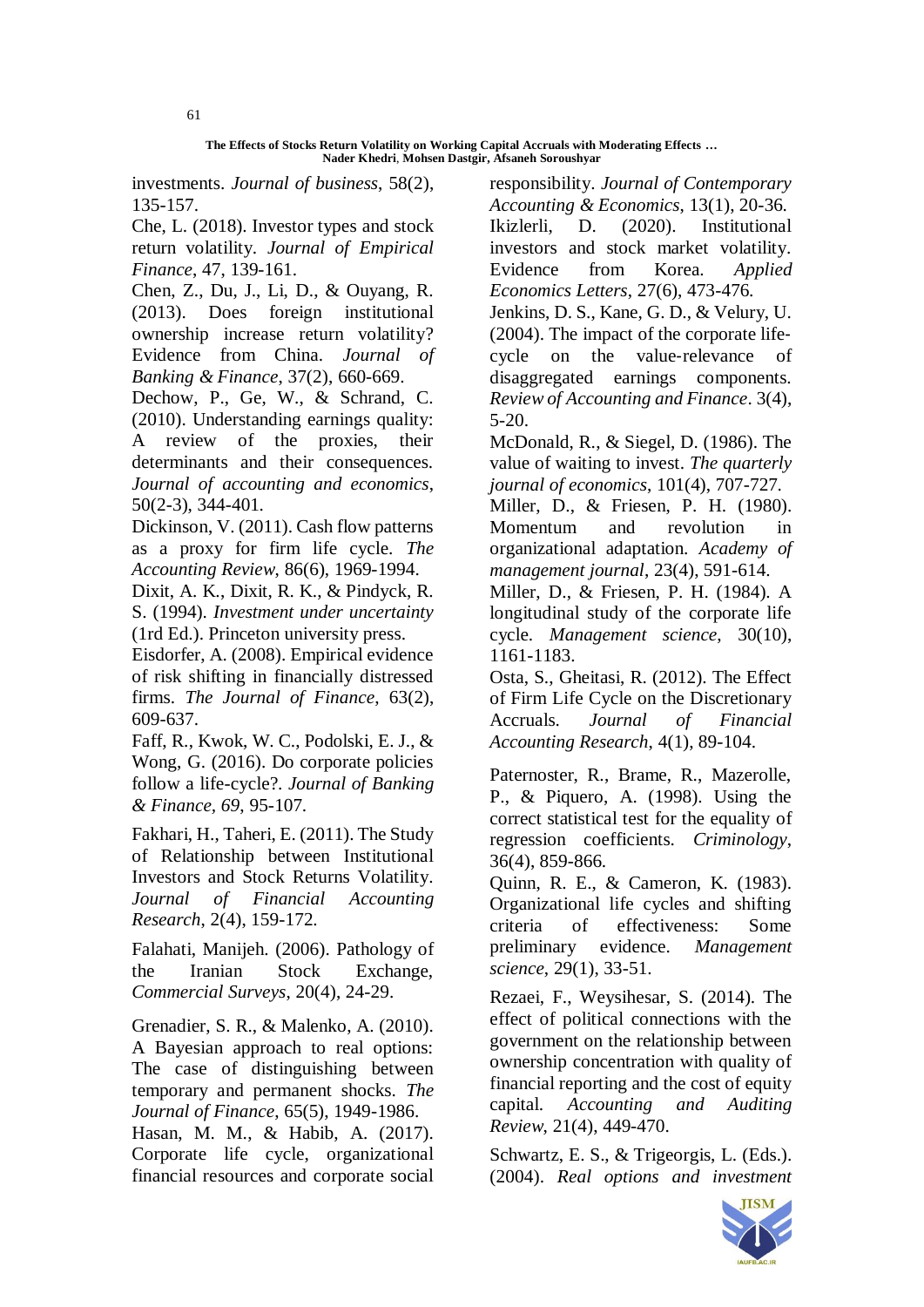investments. *Journal of business*, 58(2), 135-157.

Che, L. (2018). Investor types and stock return volatility. *Journal of Empirical Finance*, 47, 139-161.

Chen, Z., Du, J., Li, D., & Ouyang, R. (2013). Does foreign institutional ownership increase return volatility? Evidence from China. *Journal of Banking & Finance*, 37(2), 660-669.

Dechow, P., Ge, W., & Schrand, C. (2010). Understanding earnings quality: A review of the proxies, their determinants and their consequences. *Journal of accounting and economics*, 50(2-3), 344-401.

Dickinson, V. (2011). Cash flow patterns as a proxy for firm life cycle. *The Accounting Review*, 86(6), 1969-1994.

Dixit, A. K., Dixit, R. K., & Pindyck, R. S. (1994). *Investment under uncertainty* (1rd Ed.). Princeton university press.

Eisdorfer, A. (2008). Empirical evidence of risk shifting in financially distressed firms. *The Journal of Finance*, 63(2), 609-637.

Faff, R., Kwok, W. C., Podolski, E. J., & Wong, G. (2016). Do corporate policies follow a life-cycle?. *Journal of Banking & Finance*, *69*, 95-107.

Fakhari, H., Taheri, E. (2011). The Study of Relationship between Institutional Investors and Stock Returns Volatility. *Journal of Financial Accounting Research*, 2(4), 159-172.

Falahati, Manijeh. (2006). Pathology of the Iranian Stock Exchange, *Commercial Surveys*, 20(4), 24-29.

Grenadier, S. R., & Malenko, A. (2010). A Bayesian approach to real options: The case of distinguishing between temporary and permanent shocks. *The Journal of Finance*, 65(5), 1949-1986.

Hasan, M. M., & Habib, A. (2017). Corporate life cycle, organizational financial resources and corporate social responsibility. *Journal of Contemporary Accounting & Economics*, 13(1), 20-36.

Ikizlerli, D. (2020). Institutional investors and stock market volatility. Evidence from Korea. *Applied Economics Letters*, 27(6), 473-476.

Jenkins, D. S., Kane, G. D., & Velury, U. (2004). The impact of the corporate life-cycle on the value-relevance of disaggregated earnings components. *Review of Accounting and Finance*. 3(4), 5-20.

McDonald, R., & Siegel, D. (1986). The value of waiting to invest. *The quarterly journal of economics*, 101(4), 707-727.

Miller, D., & Friesen, P. H. (1980). Momentum and revolution in organizational adaptation. *Academy of management journal*, 23(4), 591-614.

Miller, D., & Friesen, P. H. (1984). A longitudinal study of the corporate life cycle. *Management science*, 30(10), 1161-1183.

Osta, S., Gheitasi, R. (2012). The Effect of Firm Life Cycle on the Discretionary Accruals. *Journal of Financial Accounting Research*, 4(1), 89-104.

Paternoster, R., Brame, R., Mazerolle, P., & Piquero, A. (1998). Using the correct statistical test for the equality of regression coefficients. *Criminology*, 36(4), 859-866.

Quinn, R. E., & Cameron, K. (1983). Organizational life cycles and shifting criteria of effectiveness: Some preliminary evidence. *Management science*, 29(1), 33-51.

Rezaei, F., Weysihesar, S. (2014). The effect of political connections with the government on the relationship between ownership concentration with quality of financial reporting and the cost of equity capital. *Accounting and Auditing Review*, 21(4), 449-470.

Schwartz, E. S., & Trigeorgis, L. (Eds.). (2004). *Real options and investment*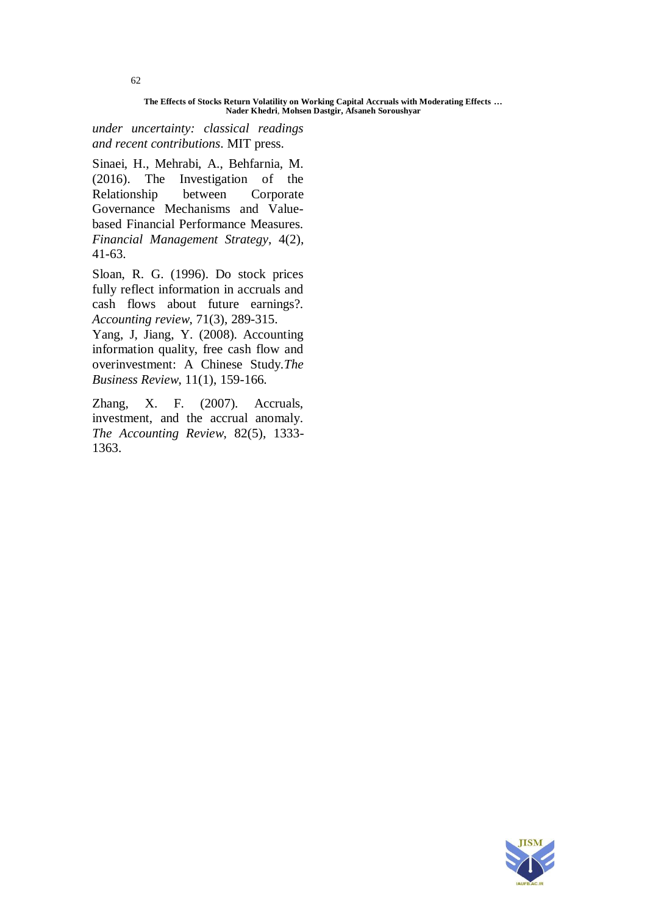*under uncertainty: classical readings and recent contributions*. MIT press.

Sinaei, H., Mehrabi, A., Behfarnia, M. (2016). The Investigation of the Relationship between Corporate Governance Mechanisms and Value-based Financial Performance Measures. *Financial Management Strategy*, 4(2), 41-63.

Sloan, R. G. (1996). Do stock prices fully reflect information in accruals and cash flows about future earnings?. *Accounting review*, 71(3), 289-315.

Yang, J, Jiang, Y. (2008). Accounting information quality, free cash flow and overinvestment: A Chinese Study.*The Business Review*, 11(1), 159-166.

Zhang, X. F. (2007). Accruals, investment, and the accrual anomaly. *The Accounting Review*, 82(5), 1333-1363.